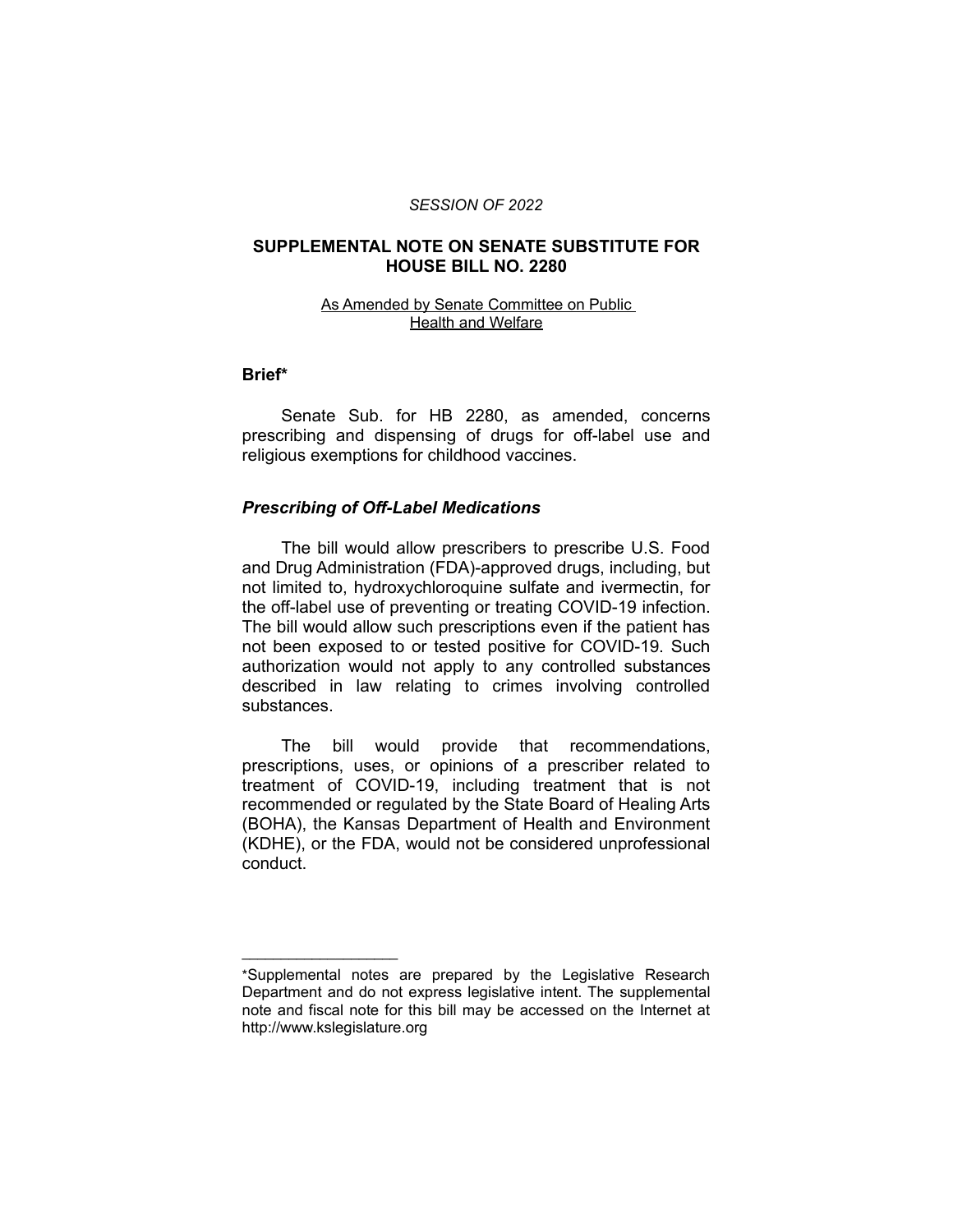*SESSION OF 2022*

## SUPPLEMENTAL NOTE ON SENATE SUBSTITUTE FOR HOUSE BILL NO. 2280

As Amended by Senate Committee on Public Health and Welfare

### Brief*

Senate Sub. for HB 2280, as amended, concerns prescribing and dispensing of drugs for off-label use and religious exemptions for childhood vaccines.

### *Prescribing of Off-Label Medications*

The bill would allow prescribers to prescribe U.S. Food and Drug Administration (FDA)-approved drugs, including, but not limited to, hydroxychloroquine sulfate and ivermectin, for the off-label use of preventing or treating COVID-19 infection. The bill would allow such prescriptions even if the patient has not been exposed to or tested positive for COVID-19. Such authorization would not apply to any controlled substances described in law relating to crimes involving controlled substances.

The bill would provide that recommendations, prescriptions, uses, or opinions of a prescriber related to treatment of COVID-19, including treatment that is not recommended or regulated by the State Board of Healing Arts (BOHA), the Kansas Department of Health and Environment (KDHE), or the FDA, would not be considered unprofessional conduct.

---

*Supplemental notes are prepared by the Legislative Research Department and do not express legislative intent. The supplemental note and fiscal note for this bill may be accessed on the Internet at http://www.kslegislature.org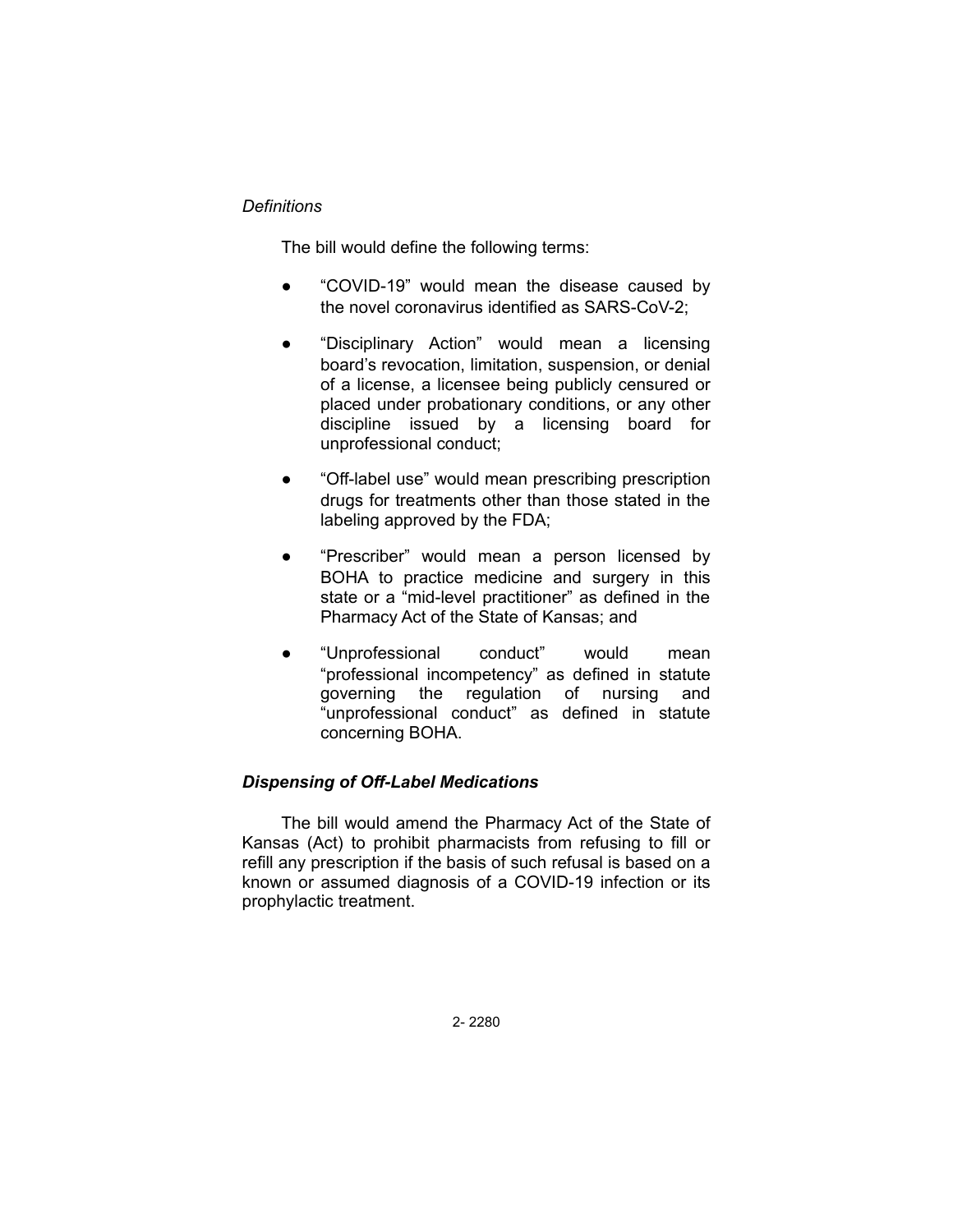*Definitions*

The bill would define the following terms:

- "COVID-19" would mean the disease caused by the novel coronavirus identified as SARS-CoV-2;
- "Disciplinary Action" would mean a licensing board's revocation, limitation, suspension, or denial of a license, a licensee being publicly censured or placed under probationary conditions, or any other discipline issued by a licensing board for unprofessional conduct;
- "Off-label use" would mean prescribing prescription drugs for treatments other than those stated in the labeling approved by the FDA;
- "Prescriber" would mean a person licensed by BOHA to practice medicine and surgery in this state or a "mid-level practitioner" as defined in the Pharmacy Act of the State of Kansas; and
- "Unprofessional conduct" would mean "professional incompetency" as defined in statute governing the regulation of nursing and "unprofessional conduct" as defined in statute concerning BOHA.

***Dispensing of Off-Label Medications***

The bill would amend the Pharmacy Act of the State of Kansas (Act) to prohibit pharmacists from refusing to fill or refill any prescription if the basis of such refusal is based on a known or assumed diagnosis of a COVID-19 infection or its prophylactic treatment.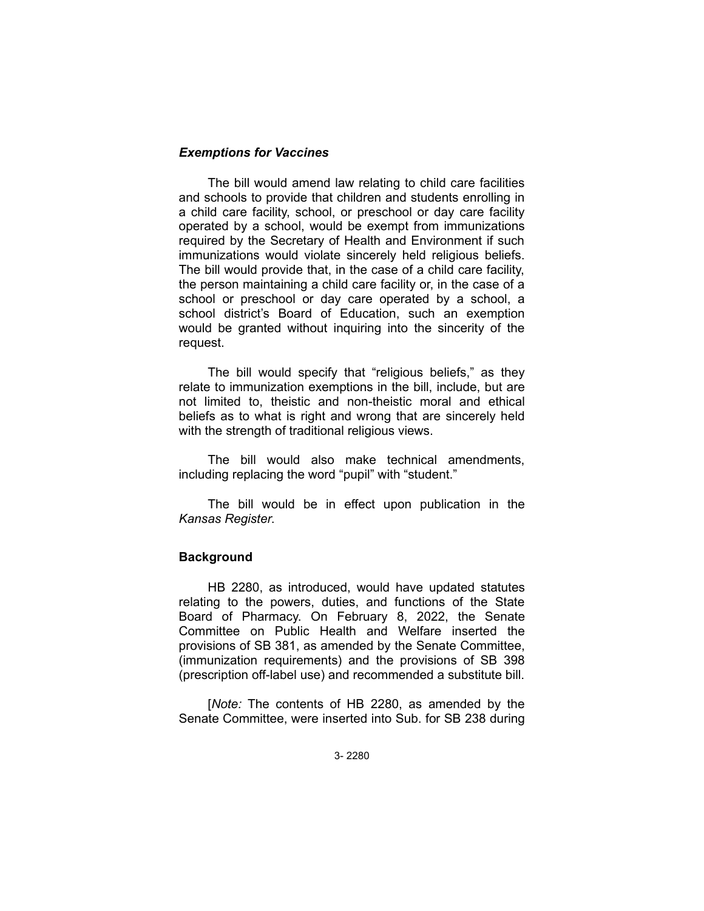### *Exemptions for Vaccines*

The bill would amend law relating to child care facilities and schools to provide that children and students enrolling in a child care facility, school, or preschool or day care facility operated by a school, would be exempt from immunizations required by the Secretary of Health and Environment if such immunizations would violate sincerely held religious beliefs. The bill would provide that, in the case of a child care facility, the person maintaining a child care facility or, in the case of a school or preschool or day care operated by a school, a school district's Board of Education, such an exemption would be granted without inquiring into the sincerity of the request.

The bill would specify that "religious beliefs," as they relate to immunization exemptions in the bill, include, but are not limited to, theistic and non-theistic moral and ethical beliefs as to what is right and wrong that are sincerely held with the strength of traditional religious views.

The bill would also make technical amendments, including replacing the word "pupil" with "student."

The bill would be in effect upon publication in the *Kansas Register*.

## Background

HB 2280, as introduced, would have updated statutes relating to the powers, duties, and functions of the State Board of Pharmacy. On February 8, 2022, the Senate Committee on Public Health and Welfare inserted the provisions of SB 381, as amended by the Senate Committee, (immunization requirements) and the provisions of SB 398 (prescription off-label use) and recommended a substitute bill.

[*Note:* The contents of HB 2280, as amended by the Senate Committee, were inserted into Sub. for SB 238 during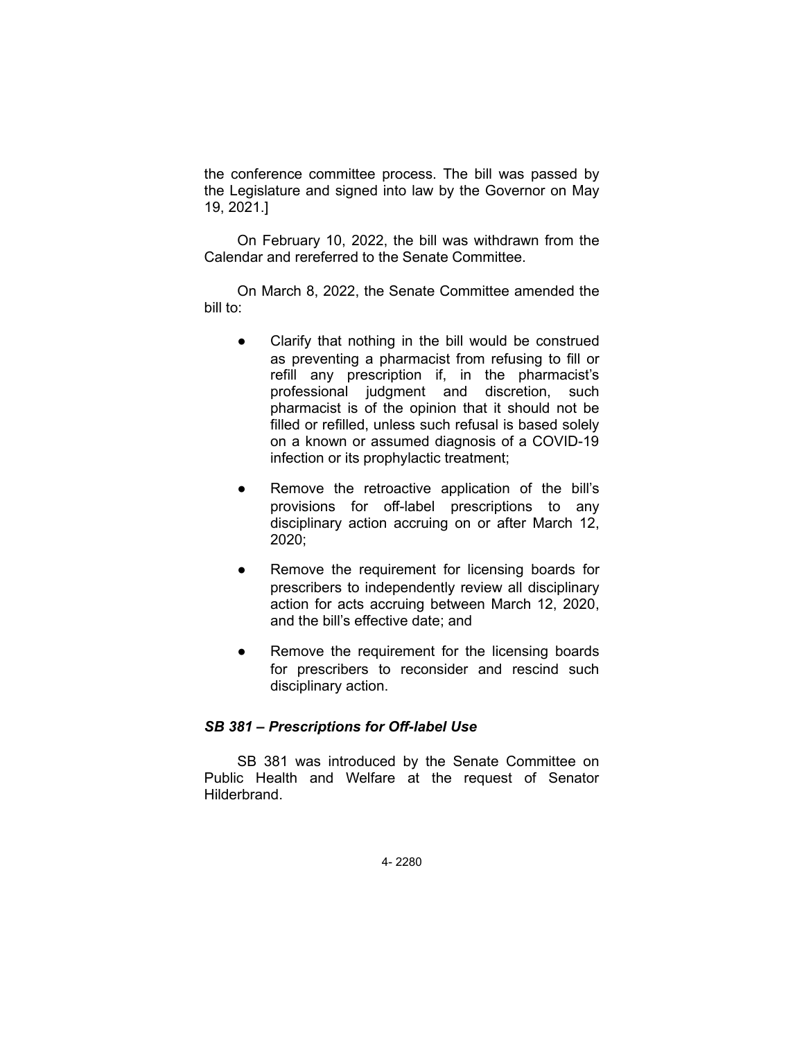the conference committee process. The bill was passed by the Legislature and signed into law by the Governor on May 19, 2021.]

On February 10, 2022, the bill was withdrawn from the Calendar and rereferred to the Senate Committee.

On March 8, 2022, the Senate Committee amended the bill to:

- Clarify that nothing in the bill would be construed as preventing a pharmacist from refusing to fill or refill any prescription if, in the pharmacist's professional judgment and discretion, such pharmacist is of the opinion that it should not be filled or refilled, unless such refusal is based solely on a known or assumed diagnosis of a COVID-19 infection or its prophylactic treatment;
- Remove the retroactive application of the bill's provisions for off-label prescriptions to any disciplinary action accruing on or after March 12, 2020;
- Remove the requirement for licensing boards for prescribers to independently review all disciplinary action for acts accruing between March 12, 2020, and the bill's effective date; and
- Remove the requirement for the licensing boards for prescribers to reconsider and rescind such disciplinary action.

### *SB 381 – Prescriptions for Off-label Use*

SB 381 was introduced by the Senate Committee on Public Health and Welfare at the request of Senator Hilderbrand.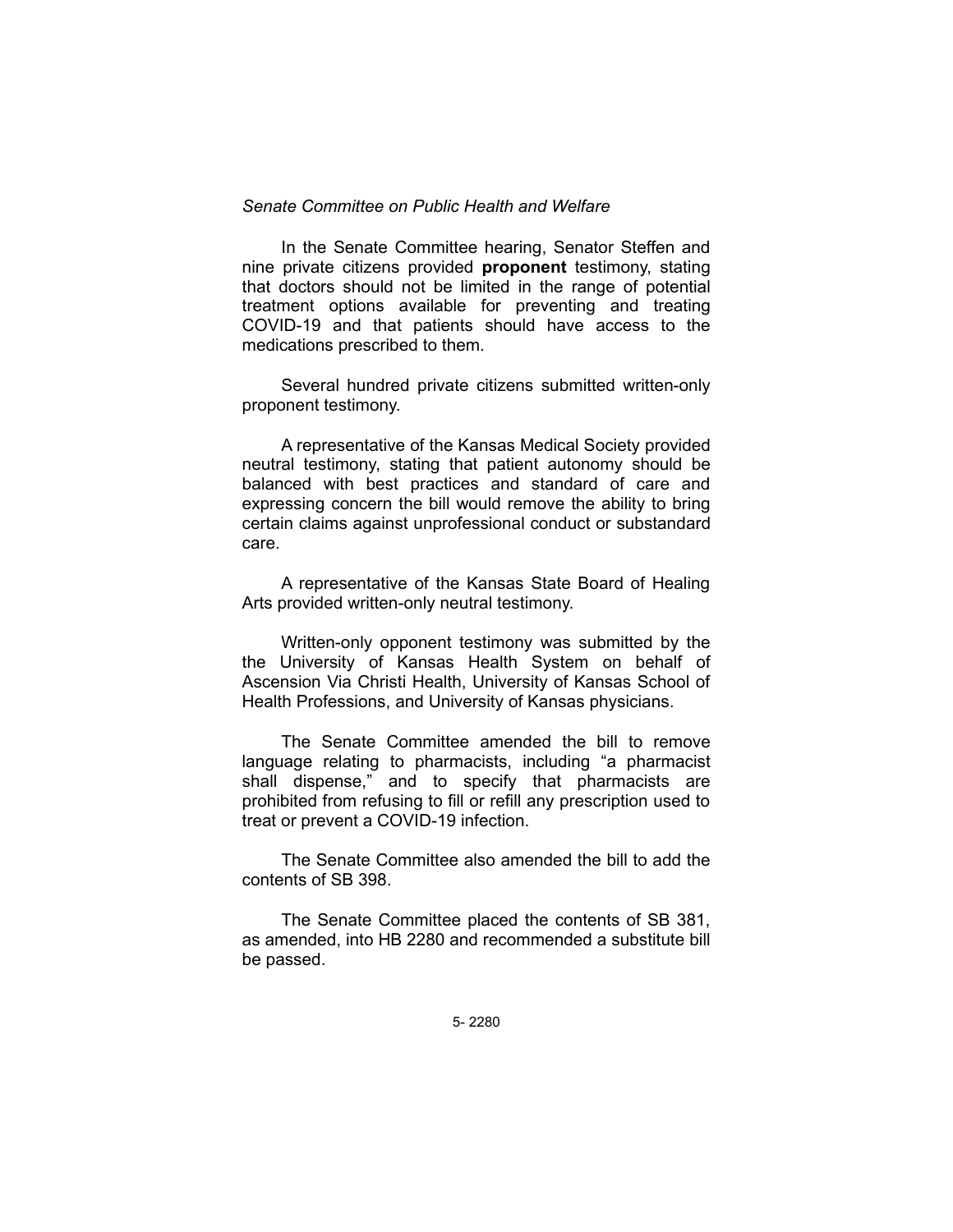*Senate Committee on Public Health and Welfare*

In the Senate Committee hearing, Senator Steffen and nine private citizens provided **proponent** testimony, stating that doctors should not be limited in the range of potential treatment options available for preventing and treating COVID-19 and that patients should have access to the medications prescribed to them.

Several hundred private citizens submitted written-only proponent testimony.

A representative of the Kansas Medical Society provided neutral testimony, stating that patient autonomy should be balanced with best practices and standard of care and expressing concern the bill would remove the ability to bring certain claims against unprofessional conduct or substandard care.

A representative of the Kansas State Board of Healing Arts provided written-only neutral testimony.

Written-only opponent testimony was submitted by the the University of Kansas Health System on behalf of Ascension Via Christi Health, University of Kansas School of Health Professions, and University of Kansas physicians.

The Senate Committee amended the bill to remove language relating to pharmacists, including "a pharmacist shall dispense," and to specify that pharmacists are prohibited from refusing to fill or refill any prescription used to treat or prevent a COVID-19 infection.

The Senate Committee also amended the bill to add the contents of SB 398.

The Senate Committee placed the contents of SB 381, as amended, into HB 2280 and recommended a substitute bill be passed.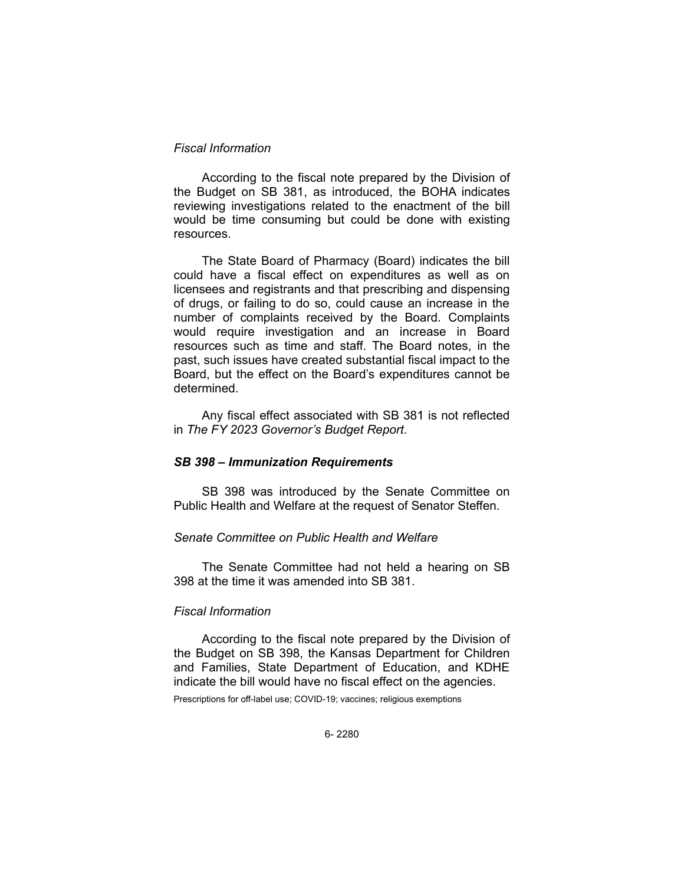*Fiscal Information*

According to the fiscal note prepared by the Division of the Budget on SB 381, as introduced, the BOHA indicates reviewing investigations related to the enactment of the bill would be time consuming but could be done with existing resources.

The State Board of Pharmacy (Board) indicates the bill could have a fiscal effect on expenditures as well as on licensees and registrants and that prescribing and dispensing of drugs, or failing to do so, could cause an increase in the number of complaints received by the Board. Complaints would require investigation and an increase in Board resources such as time and staff. The Board notes, in the past, such issues have created substantial fiscal impact to the Board, but the effect on the Board's expenditures cannot be determined.

Any fiscal effect associated with SB 381 is not reflected in *The FY 2023 Governor's Budget Report*.

### *SB 398 – Immunization Requirements*

SB 398 was introduced by the Senate Committee on Public Health and Welfare at the request of Senator Steffen.

*Senate Committee on Public Health and Welfare*

The Senate Committee had not held a hearing on SB 398 at the time it was amended into SB 381.

*Fiscal Information*

According to the fiscal note prepared by the Division of the Budget on SB 398, the Kansas Department for Children and Families, State Department of Education, and KDHE indicate the bill would have no fiscal effect on the agencies.